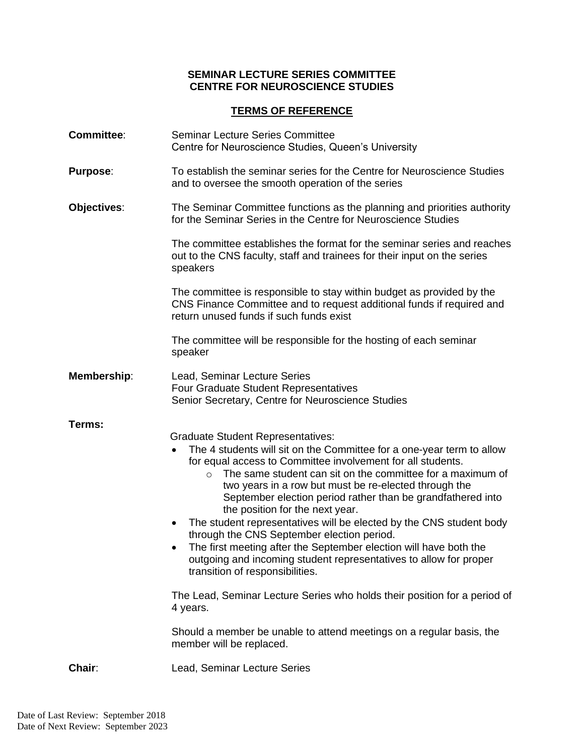**SEMINAR LECTURE SERIES COMMITTEE**
**CENTRE FOR NEUROSCIENCE STUDIES**

**TERMS OF REFERENCE**

**Committee**: Seminar Lecture Series Committee
Centre for Neuroscience Studies, Queen's University

**Purpose**: To establish the seminar series for the Centre for Neuroscience Studies and to oversee the smooth operation of the series

**Objectives**: The Seminar Committee functions as the planning and priorities authority for the Seminar Series in the Centre for Neuroscience Studies

The committee establishes the format for the seminar series and reaches out to the CNS faculty, staff and trainees for their input on the series speakers

The committee is responsible to stay within budget as provided by the CNS Finance Committee and to request additional funds if required and return unused funds if such funds exist

The committee will be responsible for the hosting of each seminar speaker

**Membership**: Lead, Seminar Lecture Series
Four Graduate Student Representatives
Senior Secretary, Centre for Neuroscience Studies

**Terms:**

Graduate Student Representatives:

- The 4 students will sit on the Committee for a one-year term to allow for equal access to Committee involvement for all students.
  - The same student can sit on the committee for a maximum of two years in a row but must be re-elected through the September election period rather than be grandfathered into the position for the next year.
- The student representatives will be elected by the CNS student body through the CNS September election period.
- The first meeting after the September election will have both the outgoing and incoming student representatives to allow for proper transition of responsibilities.

The Lead, Seminar Lecture Series who holds their position for a period of 4 years.

Should a member be unable to attend meetings on a regular basis, the member will be replaced.

**Chair**: Lead, Seminar Lecture Series

Date of Last Review: September 2018
Date of Next Review: September 2023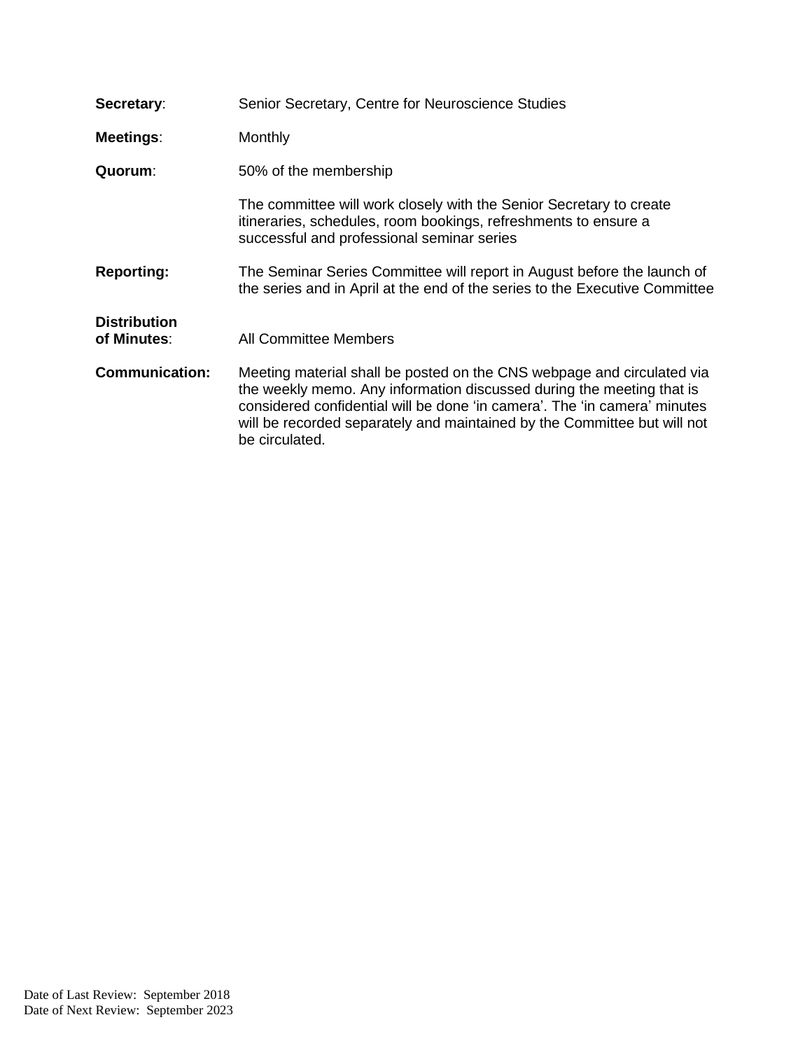**Secretary**: Senior Secretary, Centre for Neuroscience Studies

**Meetings**: Monthly

**Quorum**: 50% of the membership

The committee will work closely with the Senior Secretary to create itineraries, schedules, room bookings, refreshments to ensure a successful and professional seminar series

**Reporting:** The Seminar Series Committee will report in August before the launch of the series and in April at the end of the series to the Executive Committee

**Distribution of Minutes**: All Committee Members

**Communication:** Meeting material shall be posted on the CNS webpage and circulated via the weekly memo. Any information discussed during the meeting that is considered confidential will be done 'in camera'. The 'in camera' minutes will be recorded separately and maintained by the Committee but will not be circulated.

Date of Last Review: September 2018
Date of Next Review: September 2023